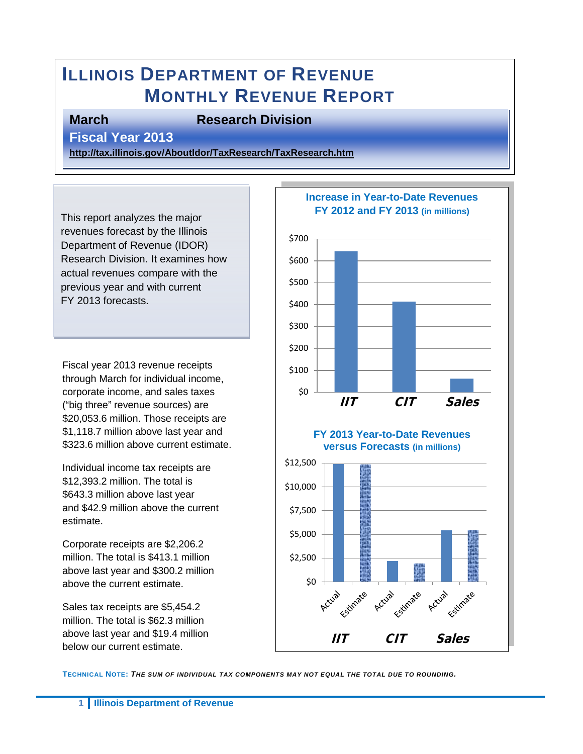# Illinois Department of Revenue
## Monthly Revenue Report

**March** **Research Division**

**Fiscal Year 2013**

**http://tax.illinois.gov/AboutIdor/TaxResearch/TaxResearch.htm**

This report analyzes the major revenues forecast by the Illinois Department of Revenue (IDOR) Research Division. It examines how actual revenues compare with the previous year and with current FY 2013 forecasts.

Fiscal year 2013 revenue receipts through March for individual income, corporate income, and sales taxes ("big three" revenue sources) are $20,053.6 million. Those receipts are $1,118.7 million above last year and $323.6 million above current estimate.

Individual income tax receipts are $12,393.2 million. The total is $643.3 million above last year and $42.9 million above the current estimate.

Corporate receipts are $2,206.2 million. The total is $413.1 million above last year and $300.2 million above the current estimate.

Sales tax receipts are $5,454.2 million. The total is $62.3 million above last year and $19.4 million below our current estimate.

**Increase in Year-to-Date Revenues FY 2012 and FY 2013 (in millions)**

**FY 2013 Year-to-Date Revenues versus Forecasts (in millions)**

**Technical Note:** ***The sum of individual tax components may not equal the total due to rounding.***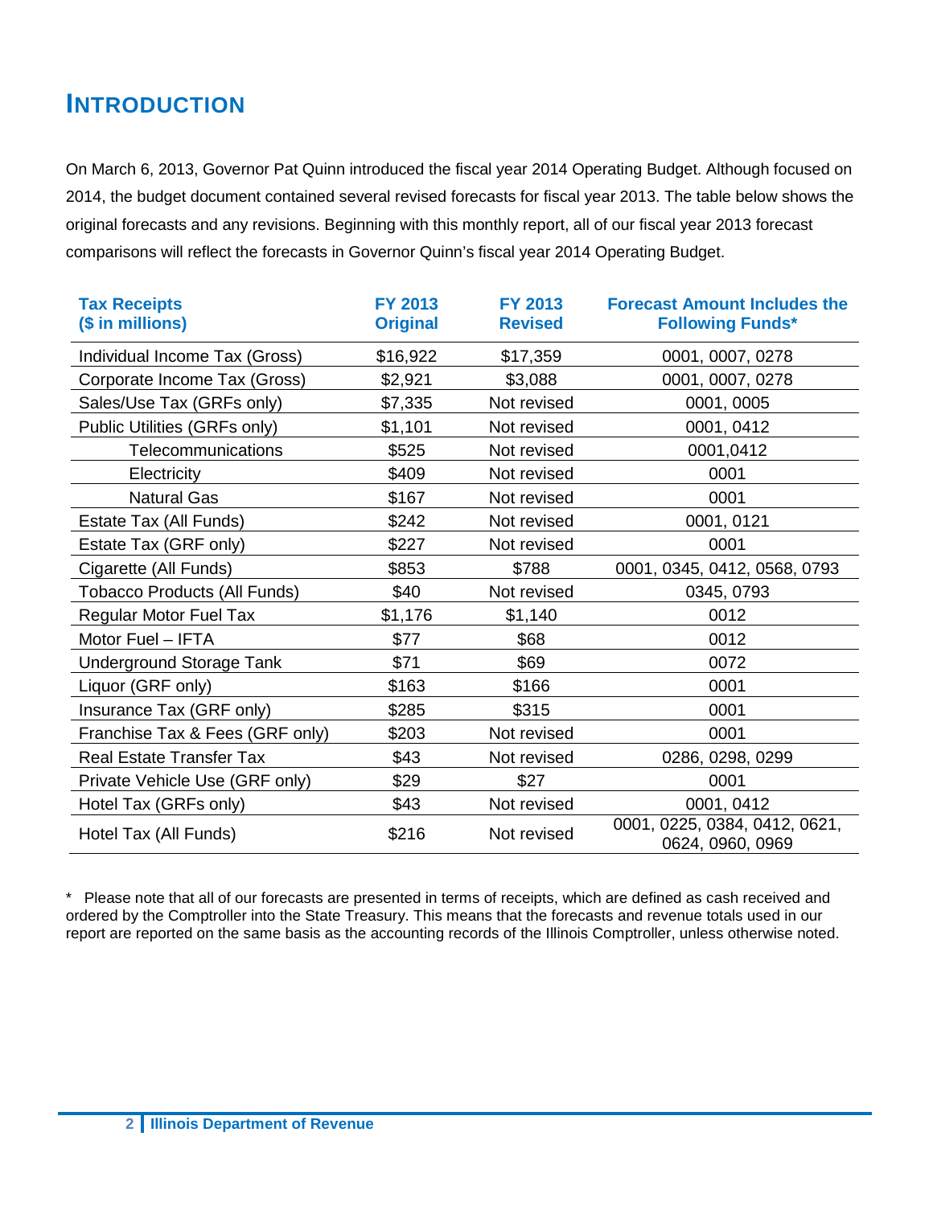# INTRODUCTION

On March 6, 2013, Governor Pat Quinn introduced the fiscal year 2014 Operating Budget. Although focused on 2014, the budget document contained several revised forecasts for fiscal year 2013. The table below shows the original forecasts and any revisions. Beginning with this monthly report, all of our fiscal year 2013 forecast comparisons will reflect the forecasts in Governor Quinn's fiscal year 2014 Operating Budget.

| Tax Receipts ($ in millions) | FY 2013 Original | FY 2013 Revised | Forecast Amount Includes the Following Funds* |
|---|---|---|---|
| Individual Income Tax (Gross) | $16,922 | $17,359 | 0001, 0007, 0278 |
| Corporate Income Tax (Gross) | $2,921 | $3,088 | 0001, 0007, 0278 |
| Sales/Use Tax (GRFs only) | $7,335 | Not revised | 0001, 0005 |
| Public Utilities (GRFs only) | $1,101 | Not revised | 0001, 0412 |
| Telecommunications | $525 | Not revised | 0001,0412 |
| Electricity | $409 | Not revised | 0001 |
| Natural Gas | $167 | Not revised | 0001 |
| Estate Tax (All Funds) | $242 | Not revised | 0001, 0121 |
| Estate Tax (GRF only) | $227 | Not revised | 0001 |
| Cigarette (All Funds) | $853 | $788 | 0001, 0345, 0412, 0568, 0793 |
| Tobacco Products (All Funds) | $40 | Not revised | 0345, 0793 |
| Regular Motor Fuel Tax | $1,176 | $1,140 | 0012 |
| Motor Fuel – IFTA | $77 | $68 | 0012 |
| Underground Storage Tank | $71 | $69 | 0072 |
| Liquor (GRF only) | $163 | $166 | 0001 |
| Insurance Tax (GRF only) | $285 | $315 | 0001 |
| Franchise Tax & Fees (GRF only) | $203 | Not revised | 0001 |
| Real Estate Transfer Tax | $43 | Not revised | 0286, 0298, 0299 |
| Private Vehicle Use (GRF only) | $29 | $27 | 0001 |
| Hotel Tax (GRFs only) | $43 | Not revised | 0001, 0412 |
| Hotel Tax (All Funds) | $216 | Not revised | 0001, 0225, 0384, 0412, 0621, 0624, 0960, 0969 |

\* Please note that all of our forecasts are presented in terms of receipts, which are defined as cash received and ordered by the Comptroller into the State Treasury. This means that the forecasts and revenue totals used in our report are reported on the same basis as the accounting records of the Illinois Comptroller, unless otherwise noted.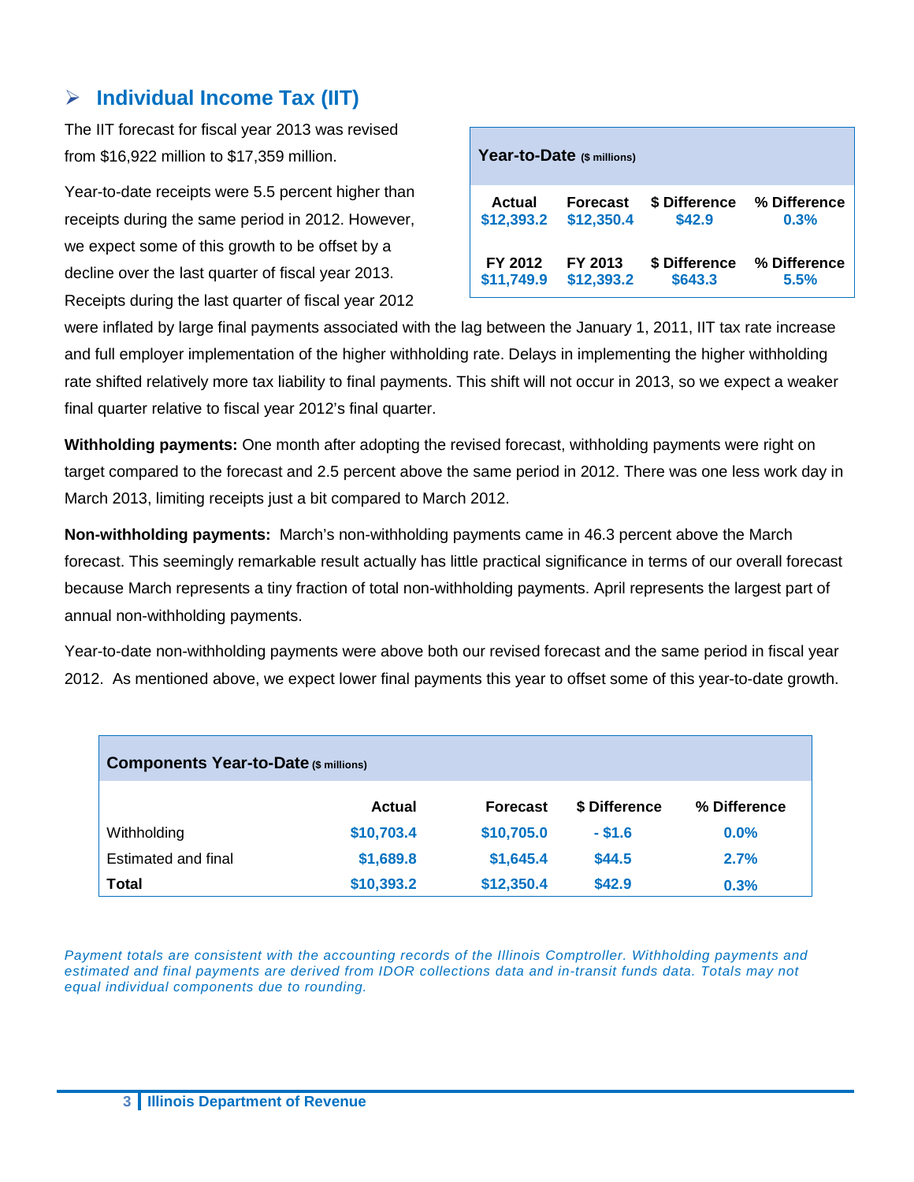## ➢ Individual Income Tax (IIT)

The IIT forecast for fiscal year 2013 was revised from $16,922 million to $17,359 million.

| Year-to-Date ($ millions) | | | |
|---|---|---|---|
| **Actual** | **Forecast** | **$ Difference** | **% Difference** |
| $12,393.2 | $12,350.4 | $42.9 | 0.3% |
| **FY 2012** | **FY 2013** | **$ Difference** | **% Difference** |
| $11,749.9 | $12,393.2 | $643.3 | 5.5% |

Year-to-date receipts were 5.5 percent higher than receipts during the same period in 2012. However, we expect some of this growth to be offset by a decline over the last quarter of fiscal year 2013. Receipts during the last quarter of fiscal year 2012 were inflated by large final payments associated with the lag between the January 1, 2011, IIT tax rate increase and full employer implementation of the higher withholding rate. Delays in implementing the higher withholding rate shifted relatively more tax liability to final payments. This shift will not occur in 2013, so we expect a weaker final quarter relative to fiscal year 2012's final quarter.

**Withholding payments:** One month after adopting the revised forecast, withholding payments were right on target compared to the forecast and 2.5 percent above the same period in 2012. There was one less work day in March 2013, limiting receipts just a bit compared to March 2012.

**Non-withholding payments:** March's non-withholding payments came in 46.3 percent above the March forecast. This seemingly remarkable result actually has little practical significance in terms of our overall forecast because March represents a tiny fraction of total non-withholding payments. April represents the largest part of annual non-withholding payments.

Year-to-date non-withholding payments were above both our revised forecast and the same period in fiscal year 2012. As mentioned above, we expect lower final payments this year to offset some of this year-to-date growth.

| Components Year-to-Date ($ millions) | Actual | Forecast | $ Difference | % Difference |
|---|---|---|---|---|
| Withholding | $10,703.4 | $10,705.0 | - $1.6 | 0.0% |
| Estimated and final | $1,689.8 | $1,645.4 | $44.5 | 2.7% |
| **Total** | $10,393.2 | $12,350.4 | $42.9 | 0.3% |

*Payment totals are consistent with the accounting records of the Illinois Comptroller. Withholding payments and estimated and final payments are derived from IDOR collections data and in-transit funds data. Totals may not equal individual components due to rounding.*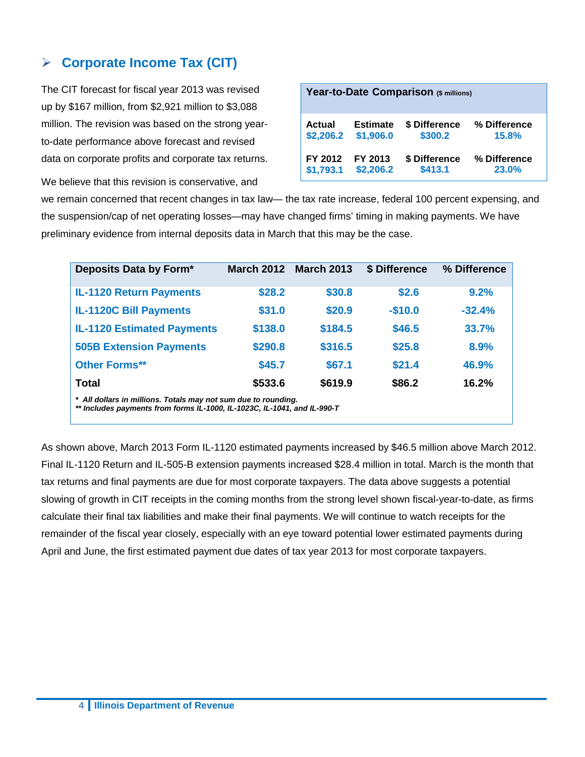## ➢ Corporate Income Tax (CIT)

| Year-to-Date Comparison ($ millions) | | | |
|---|---|---|---|
| **Actual** | **Estimate** | **$ Difference** | **% Difference** |
| $2,206.2 | $1,906.0 | $300.2 | 15.8% |
| **FY 2012** | **FY 2013** | **$ Difference** | **% Difference** |
| $1,793.1 | $2,206.2 | $413.1 | 23.0% |

The CIT forecast for fiscal year 2013 was revised up by $167 million, from $2,921 million to $3,088 million. The revision was based on the strong year-to-date performance above forecast and revised data on corporate profits and corporate tax returns. We believe that this revision is conservative, and we remain concerned that recent changes in tax law— the tax rate increase, federal 100 percent expensing, and the suspension/cap of net operating losses—may have changed firms' timing in making payments. We have preliminary evidence from internal deposits data in March that this may be the case.

| Deposits Data by Form* | March 2012 | March 2013 | $ Difference | % Difference |
|---|---|---|---|---|
| IL-1120 Return Payments | $28.2 | $30.8 | $2.6 | 9.2% |
| IL-1120C Bill Payments | $31.0 | $20.9 | -$10.0 | -32.4% |
| IL-1120 Estimated Payments | $138.0 | $184.5 | $46.5 | 33.7% |
| 505B Extension Payments | $290.8 | $316.5 | $25.8 | 8.9% |
| Other Forms** | $45.7 | $67.1 | $21.4 | 46.9% |
| **Total** | **$533.6** | **$619.9** | **$86.2** | **16.2%** |

*\* All dollars in millions. Totals may not sum due to rounding.*
*\*\* Includes payments from forms IL-1000, IL-1023C, IL-1041, and IL-990-T*

As shown above, March 2013 Form IL-1120 estimated payments increased by $46.5 million above March 2012. Final IL-1120 Return and IL-505-B extension payments increased $28.4 million in total. March is the month that tax returns and final payments are due for most corporate taxpayers. The data above suggests a potential slowing of growth in CIT receipts in the coming months from the strong level shown fiscal-year-to-date, as firms calculate their final tax liabilities and make their final payments. We will continue to watch receipts for the remainder of the fiscal year closely, especially with an eye toward potential lower estimated payments during April and June, the first estimated payment due dates of tax year 2013 for most corporate taxpayers.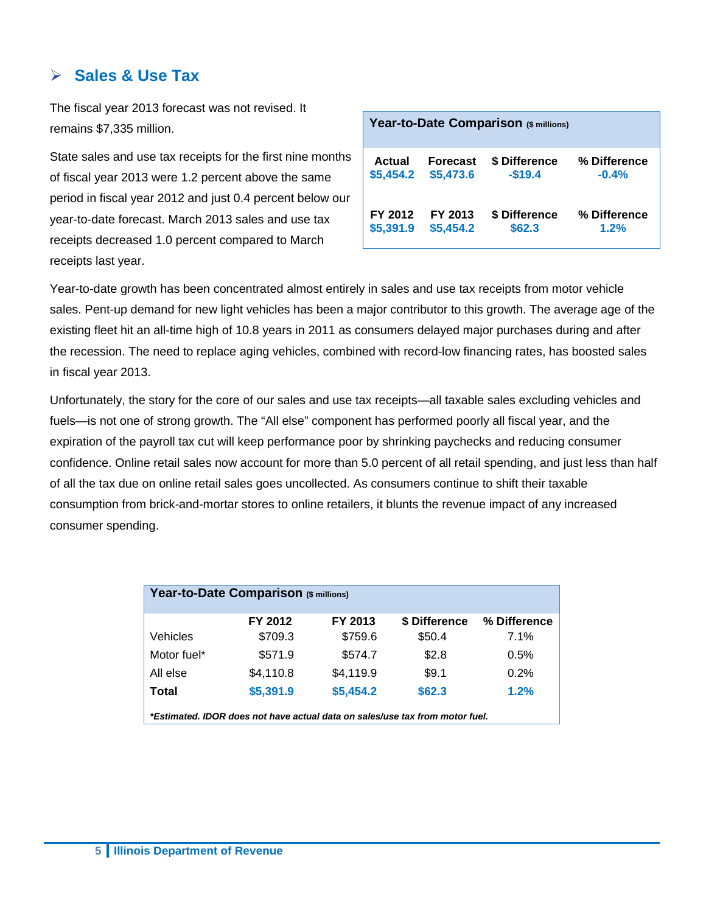## ➢ Sales & Use Tax

The fiscal year 2013 forecast was not revised. It remains $7,335 million.

State sales and use tax receipts for the first nine months of fiscal year 2013 were 1.2 percent above the same period in fiscal year 2012 and just 0.4 percent below our year-to-date forecast. March 2013 sales and use tax receipts decreased 1.0 percent compared to March receipts last year.

**Year-to-Date Comparison** ($ millions)

| Actual | Forecast | $ Difference | % Difference |
|---|---|---|---|
| $5,454.2 | $5,473.6 | -$19.4 | -0.4% |
| **FY 2012** | **FY 2013** | **$ Difference** | **% Difference** |
| $5,391.9 | $5,454.2 | $62.3 | 1.2% |

Year-to-date growth has been concentrated almost entirely in sales and use tax receipts from motor vehicle sales. Pent-up demand for new light vehicles has been a major contributor to this growth. The average age of the existing fleet hit an all-time high of 10.8 years in 2011 as consumers delayed major purchases during and after the recession. The need to replace aging vehicles, combined with record-low financing rates, has boosted sales in fiscal year 2013.

Unfortunately, the story for the core of our sales and use tax receipts—all taxable sales excluding vehicles and fuels—is not one of strong growth. The "All else" component has performed poorly all fiscal year, and the expiration of the payroll tax cut will keep performance poor by shrinking paychecks and reducing consumer confidence. Online retail sales now account for more than 5.0 percent of all retail spending, and just less than half of all the tax due on online retail sales goes uncollected. As consumers continue to shift their taxable consumption from brick-and-mortar stores to online retailers, it blunts the revenue impact of any increased consumer spending.

**Year-to-Date Comparison** ($ millions)

| | FY 2012 | FY 2013 | $ Difference | % Difference |
|---|---|---|---|---|
| Vehicles | $709.3 | $759.6 | $50.4 | 7.1% |
| Motor fuel* | $571.9 | $574.7 | $2.8 | 0.5% |
| All else | $4,110.8 | $4,119.9 | $9.1 | 0.2% |
| **Total** | **$5,391.9** | **$5,454.2** | **$62.3** | **1.2%** |

***Estimated. IDOR does not have actual data on sales/use tax from motor fuel.***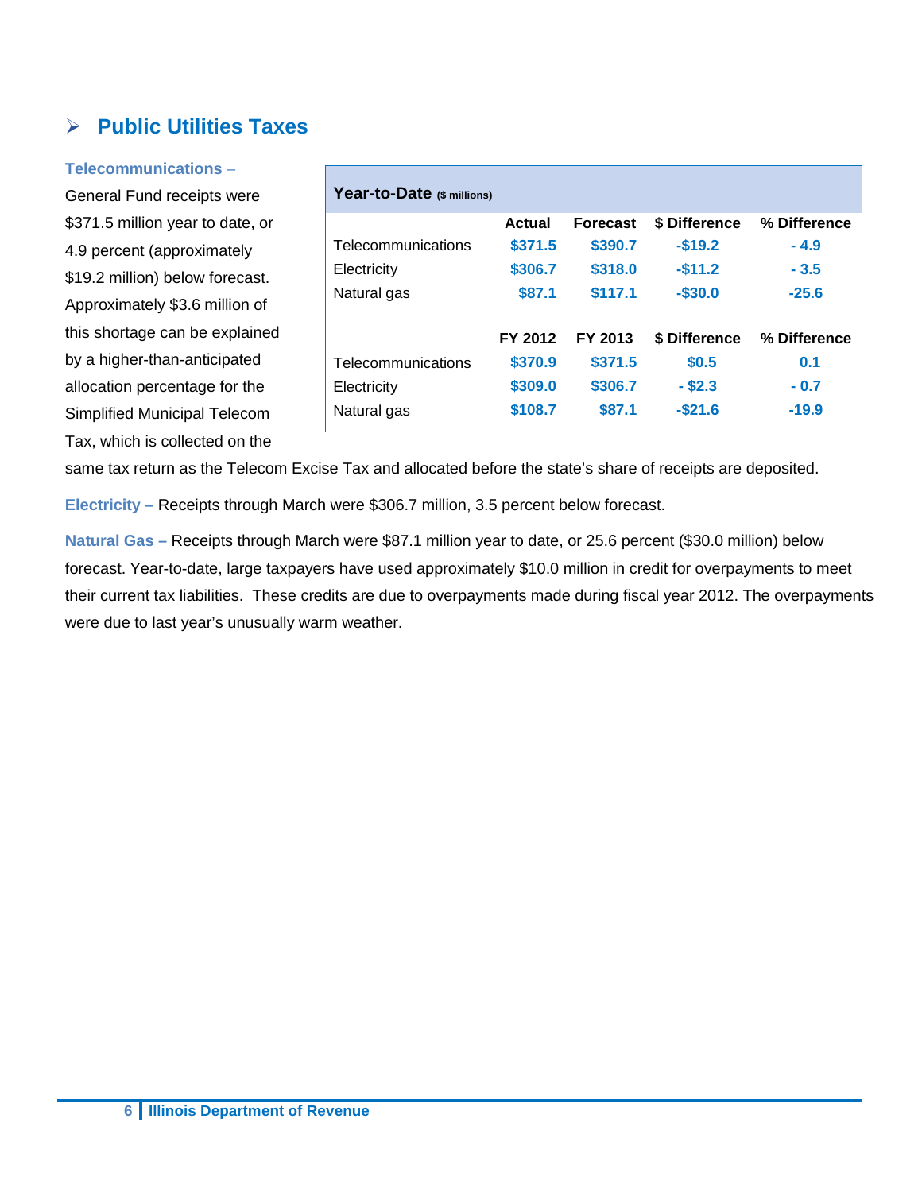## Public Utilities Taxes

**Telecommunications** – General Fund receipts were $371.5 million year to date, or 4.9 percent (approximately $19.2 million) below forecast. Approximately $3.6 million of this shortage can be explained by a higher-than-anticipated allocation percentage for the Simplified Municipal Telecom Tax, which is collected on the same tax return as the Telecom Excise Tax and allocated before the state's share of receipts are deposited.

| **Year-to-Date** ($ millions) | | | | |
|---|---|---|---|---|
| | **Actual** | **Forecast** | **$ Difference** | **% Difference** |
| Telecommunications | $371.5 | $390.7 | -$19.2 | - 4.9 |
| Electricity | $306.7 | $318.0 | -$11.2 | - 3.5 |
| Natural gas | $87.1 | $117.1 | -$30.0 | -25.6 |
| | **FY 2012** | **FY 2013** | **$ Difference** | **% Difference** |
| Telecommunications | $370.9 | $371.5 | $0.5 | 0.1 |
| Electricity | $309.0 | $306.7 | - $2.3 | - 0.7 |
| Natural gas | $108.7 | $87.1 | -$21.6 | -19.9 |

**Electricity** – Receipts through March were $306.7 million, 3.5 percent below forecast.

**Natural Gas** – Receipts through March were $87.1 million year to date, or 25.6 percent ($30.0 million) below forecast. Year-to-date, large taxpayers have used approximately $10.0 million in credit for overpayments to meet their current tax liabilities. These credits are due to overpayments made during fiscal year 2012. The overpayments were due to last year's unusually warm weather.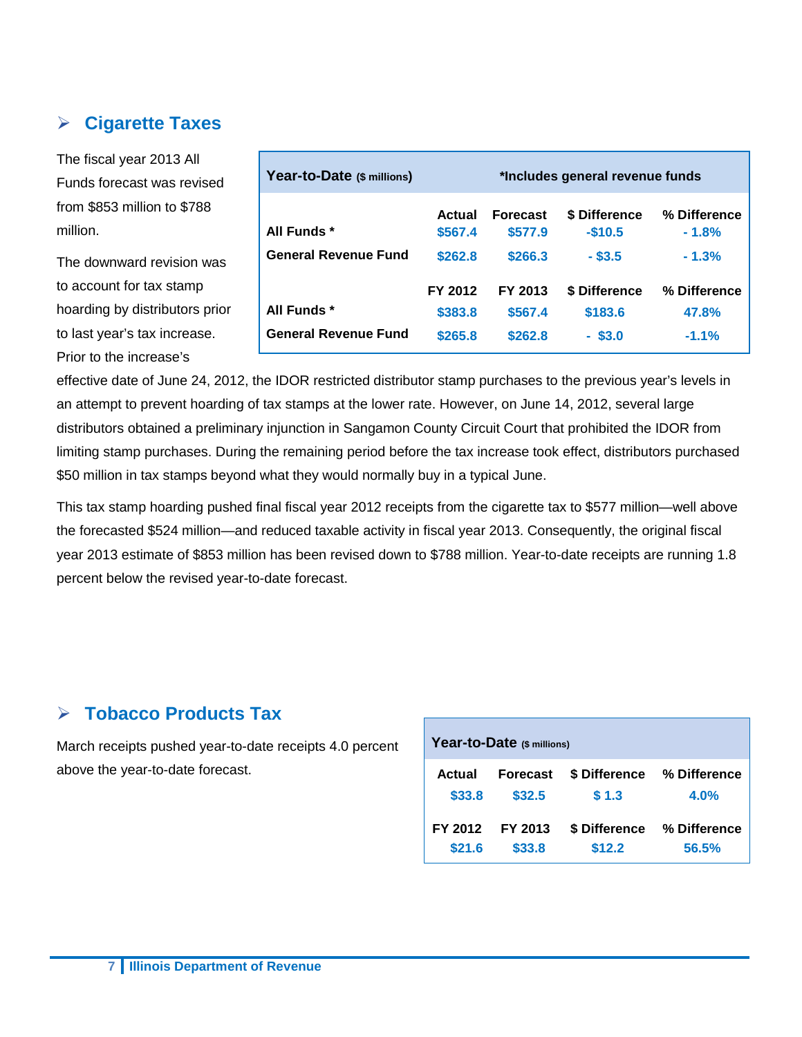## Cigarette Taxes

The fiscal year 2013 All Funds forecast was revised from $853 million to $788 million.

The downward revision was to account for tax stamp hoarding by distributors prior to last year's tax increase. Prior to the increase's effective date of June 24, 2012, the IDOR restricted distributor stamp purchases to the previous year's levels in an attempt to prevent hoarding of tax stamps at the lower rate. However, on June 14, 2012, several large distributors obtained a preliminary injunction in Sangamon County Circuit Court that prohibited the IDOR from limiting stamp purchases. During the remaining period before the tax increase took effect, distributors purchased $50 million in tax stamps beyond what they would normally buy in a typical June.

| Year-to-Date ($ millions) | *Includes general revenue funds | | | |
|---|---|---|---|---|
| | Actual | Forecast | $ Difference | % Difference |
| All Funds * | $567.4 | $577.9 | -$10.5 | - 1.8% |
| General Revenue Fund | $262.8 | $266.3 | - $3.5 | - 1.3% |
| | FY 2012 | FY 2013 | $ Difference | % Difference |
| All Funds * | $383.8 | $567.4 | $183.6 | 47.8% |
| General Revenue Fund | $265.8 | $262.8 | - $3.0 | -1.1% |

This tax stamp hoarding pushed final fiscal year 2012 receipts from the cigarette tax to $577 million—well above the forecasted $524 million—and reduced taxable activity in fiscal year 2013. Consequently, the original fiscal year 2013 estimate of $853 million has been revised down to $788 million. Year-to-date receipts are running 1.8 percent below the revised year-to-date forecast.

## Tobacco Products Tax

March receipts pushed year-to-date receipts 4.0 percent above the year-to-date forecast.

| Year-to-Date ($ millions) | | | |
|---|---|---|---|
| Actual | Forecast | $ Difference | % Difference |
| $33.8 | $32.5 | $ 1.3 | 4.0% |
| FY 2012 | FY 2013 | $ Difference | % Difference |
| $21.6 | $33.8 | $12.2 | 56.5% |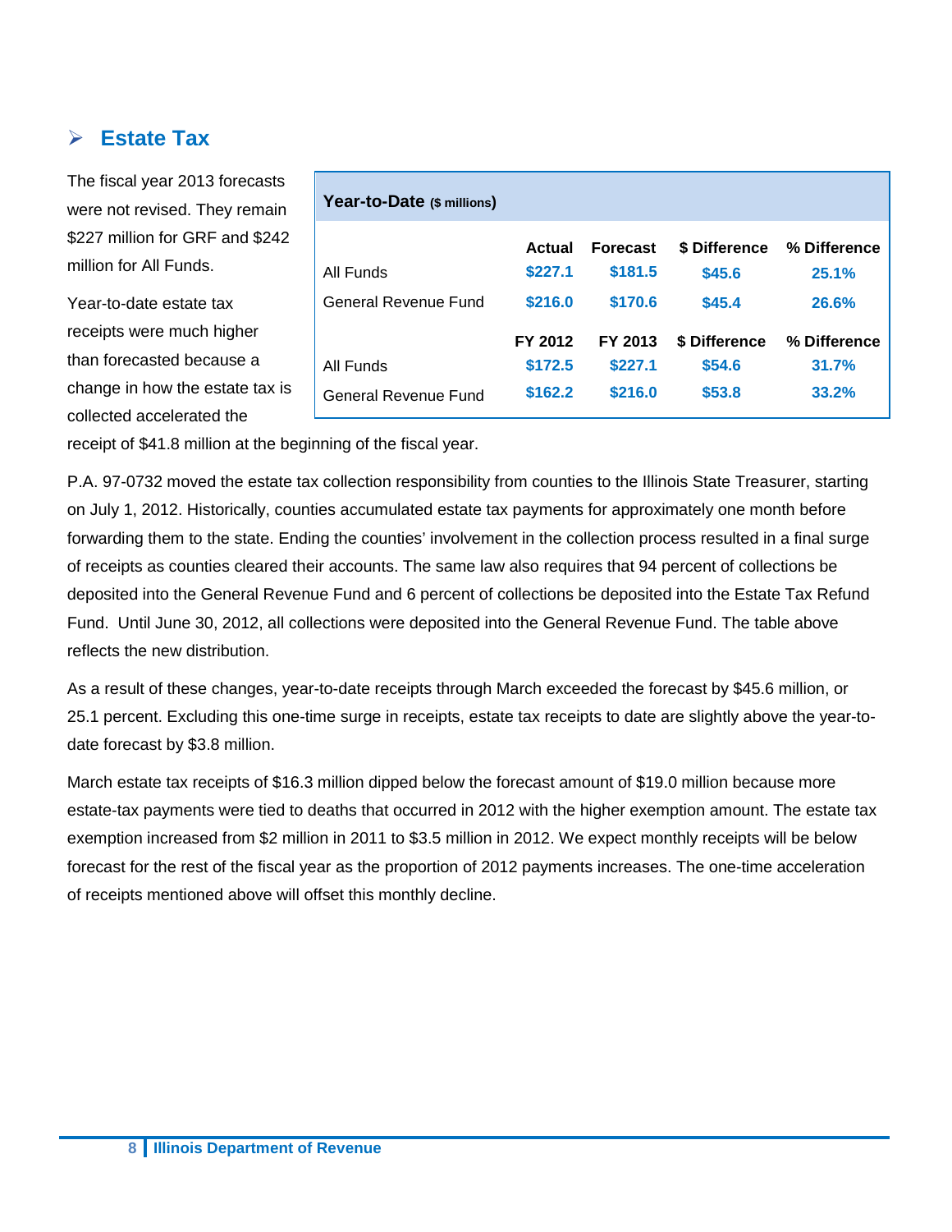## Estate Tax

The fiscal year 2013 forecasts were not revised. They remain $227 million for GRF and $242 million for All Funds.

Year-to-date estate tax receipts were much higher than forecasted because a change in how the estate tax is collected accelerated the receipt of $41.8 million at the beginning of the fiscal year.

**Year-to-Date** ($ millions)

| | Actual | Forecast | $ Difference | % Difference |
|---|---|---|---|---|
| All Funds | $227.1 | $181.5 | $45.6 | 25.1% |
| General Revenue Fund | $216.0 | $170.6 | $45.4 | 26.6% |
| | **FY 2012** | **FY 2013** | **$ Difference** | **% Difference** |
| All Funds | $172.5 | $227.1 | $54.6 | 31.7% |
| General Revenue Fund | $162.2 | $216.0 | $53.8 | 33.2% |

P.A. 97-0732 moved the estate tax collection responsibility from counties to the Illinois State Treasurer, starting on July 1, 2012. Historically, counties accumulated estate tax payments for approximately one month before forwarding them to the state. Ending the counties' involvement in the collection process resulted in a final surge of receipts as counties cleared their accounts. The same law also requires that 94 percent of collections be deposited into the General Revenue Fund and 6 percent of collections be deposited into the Estate Tax Refund Fund. Until June 30, 2012, all collections were deposited into the General Revenue Fund. The table above reflects the new distribution.

As a result of these changes, year-to-date receipts through March exceeded the forecast by $45.6 million, or 25.1 percent. Excluding this one-time surge in receipts, estate tax receipts to date are slightly above the year-to-date forecast by $3.8 million.

March estate tax receipts of $16.3 million dipped below the forecast amount of $19.0 million because more estate-tax payments were tied to deaths that occurred in 2012 with the higher exemption amount. The estate tax exemption increased from $2 million in 2011 to $3.5 million in 2012. We expect monthly receipts will be below forecast for the rest of the fiscal year as the proportion of 2012 payments increases. The one-time acceleration of receipts mentioned above will offset this monthly decline.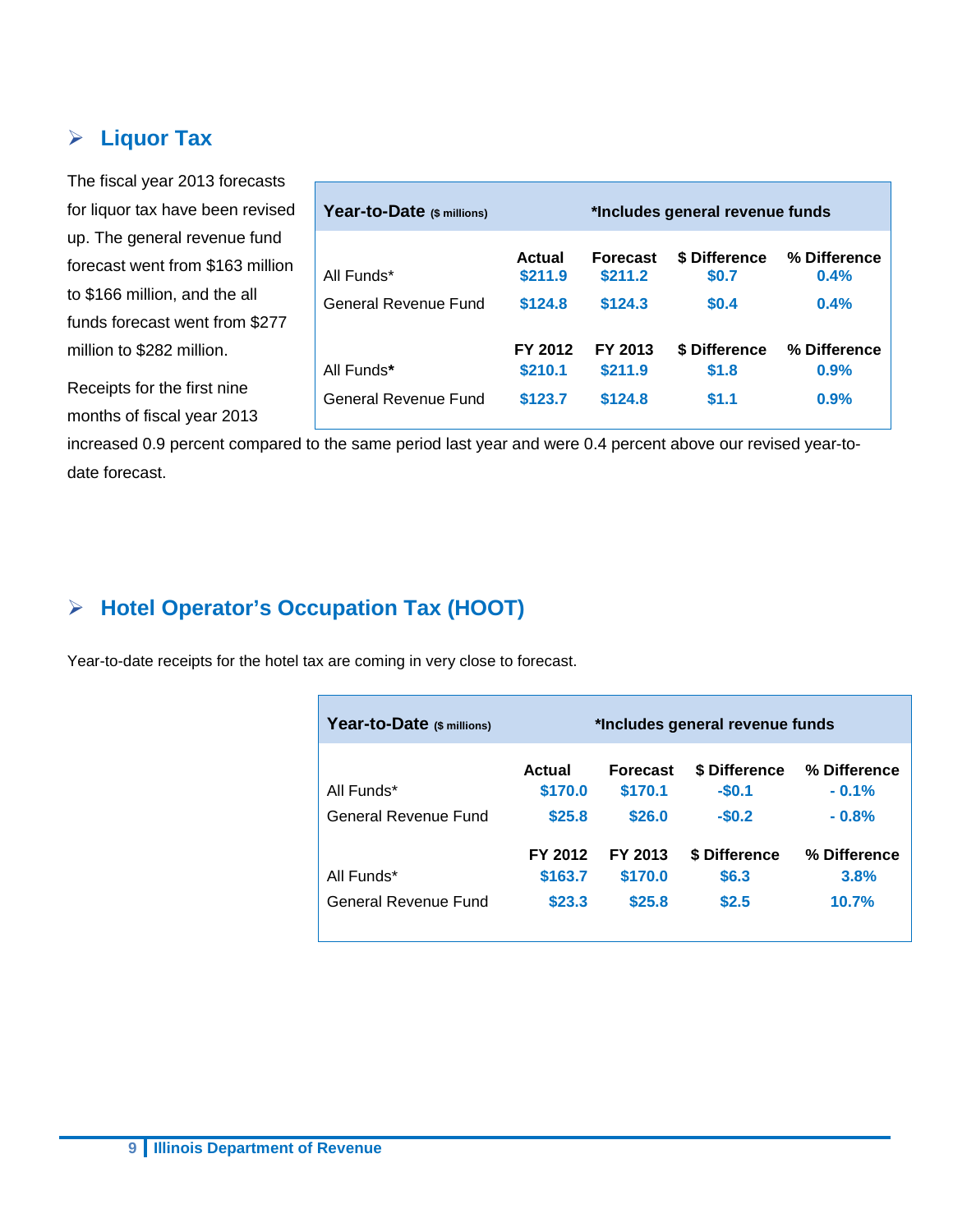## ➢ Liquor Tax

The fiscal year 2013 forecasts for liquor tax have been revised up. The general revenue fund forecast went from $163 million to $166 million, and the all funds forecast went from $277 million to $282 million.

Receipts for the first nine months of fiscal year 2013 increased 0.9 percent compared to the same period last year and were 0.4 percent above our revised year-to-date forecast.

| **Year-to-Date** (\$ millions) | | **\*Includes general revenue funds** | | |
|---|---|---|---|---|
| | **Actual** | **Forecast** | **$ Difference** | **% Difference** |
| All Funds* | **$211.9** | **$211.2** | **$0.7** | **0.4%** |
| General Revenue Fund | **$124.8** | **$124.3** | **$0.4** | **0.4%** |
| | **FY 2012** | **FY 2013** | **$ Difference** | **% Difference** |
| All Funds* | **$210.1** | **$211.9** | **$1.8** | **0.9%** |
| General Revenue Fund | **$123.7** | **$124.8** | **$1.1** | **0.9%** |

## ➢ Hotel Operator's Occupation Tax (HOOT)

Year-to-date receipts for the hotel tax are coming in very close to forecast.

| **Year-to-Date** (\$ millions) | | **\*Includes general revenue funds** | | |
|---|---|---|---|---|
| | **Actual** | **Forecast** | **$ Difference** | **% Difference** |
| All Funds* | **$170.0** | **$170.1** | **-$0.1** | **- 0.1%** |
| General Revenue Fund | **$25.8** | **$26.0** | **-$0.2** | **- 0.8%** |
| | **FY 2012** | **FY 2013** | **$ Difference** | **% Difference** |
| All Funds* | **$163.7** | **$170.0** | **$6.3** | **3.8%** |
| General Revenue Fund | **$23.3** | **$25.8** | **$2.5** | **10.7%** |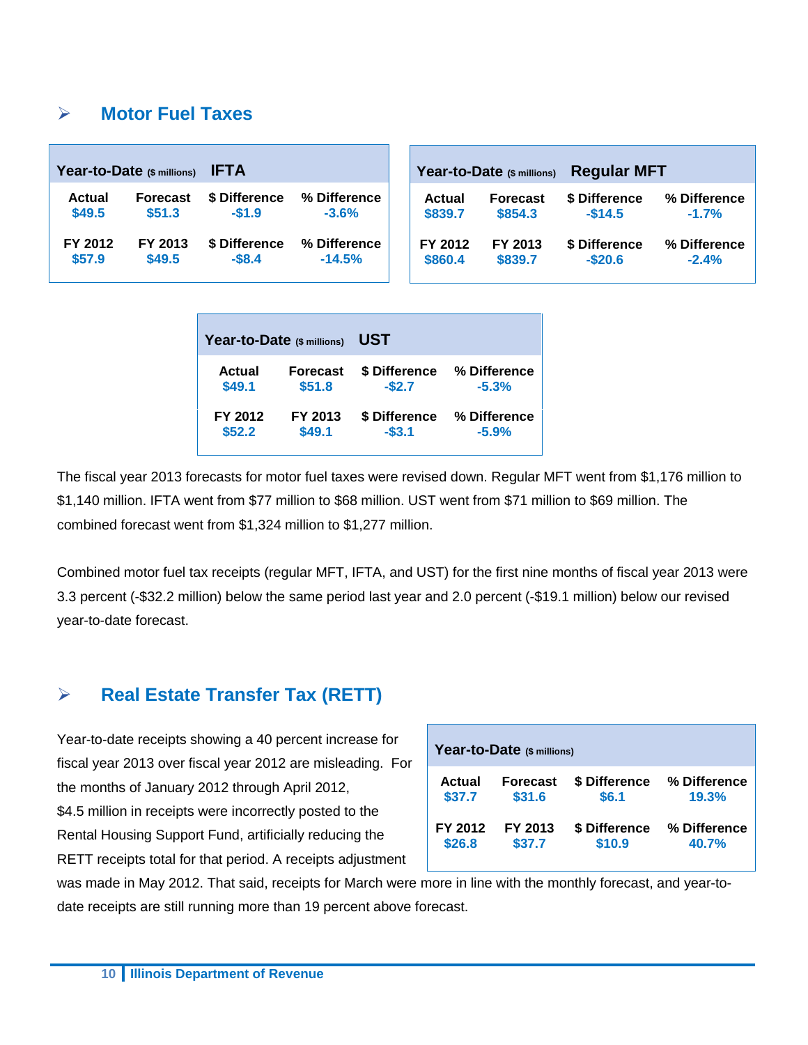## Motor Fuel Taxes

| Year-to-Date ($ millions) IFTA | | | |
|---|---|---|---|
| Actual | Forecast | $ Difference | % Difference |
| $49.5 | $51.3 | -$1.9 | -3.6% |
| FY 2012 | FY 2013 | $ Difference | % Difference |
| $57.9 | $49.5 | -$8.4 | -14.5% |

| Year-to-Date ($ millions) Regular MFT | | | |
|---|---|---|---|
| Actual | Forecast | $ Difference | % Difference |
| $839.7 | $854.3 | -$14.5 | -1.7% |
| FY 2012 | FY 2013 | $ Difference | % Difference |
| $860.4 | $839.7 | -$20.6 | -2.4% |

| Year-to-Date ($ millions) UST | | | |
|---|---|---|---|
| Actual | Forecast | $ Difference | % Difference |
| $49.1 | $51.8 | -$2.7 | -5.3% |
| FY 2012 | FY 2013 | $ Difference | % Difference |
| $52.2 | $49.1 | -$3.1 | -5.9% |

The fiscal year 2013 forecasts for motor fuel taxes were revised down. Regular MFT went from $1,176 million to $1,140 million. IFTA went from $77 million to $68 million. UST went from $71 million to $69 million. The combined forecast went from $1,324 million to $1,277 million.

Combined motor fuel tax receipts (regular MFT, IFTA, and UST) for the first nine months of fiscal year 2013 were 3.3 percent (-$32.2 million) below the same period last year and 2.0 percent (-$19.1 million) below our revised year-to-date forecast.

## Real Estate Transfer Tax (RETT)

| Year-to-Date ($ millions) | | | |
|---|---|---|---|
| Actual | Forecast | $ Difference | % Difference |
| $37.7 | $31.6 | $6.1 | 19.3% |
| FY 2012 | FY 2013 | $ Difference | % Difference |
| $26.8 | $37.7 | $10.9 | 40.7% |

Year-to-date receipts showing a 40 percent increase for fiscal year 2013 over fiscal year 2012 are misleading. For the months of January 2012 through April 2012, $4.5 million in receipts were incorrectly posted to the Rental Housing Support Fund, artificially reducing the RETT receipts total for that period. A receipts adjustment was made in May 2012. That said, receipts for March were more in line with the monthly forecast, and year-to-date receipts are still running more than 19 percent above forecast.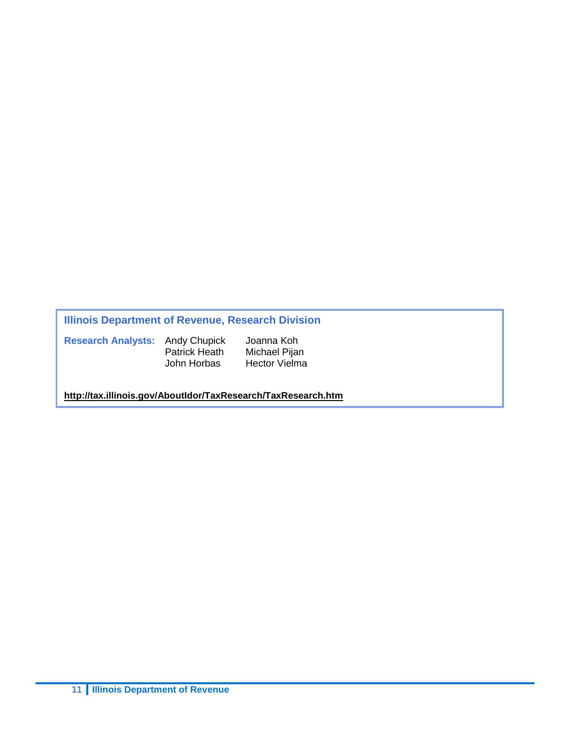**Illinois Department of Revenue, Research Division**

**Research Analysts:**

Andy Chupick
Patrick Heath
John Horbas
Joanna Koh
Michael Pijan
Hector Vielma

**http://tax.illinois.gov/AboutIdor/TaxResearch/TaxResearch.htm**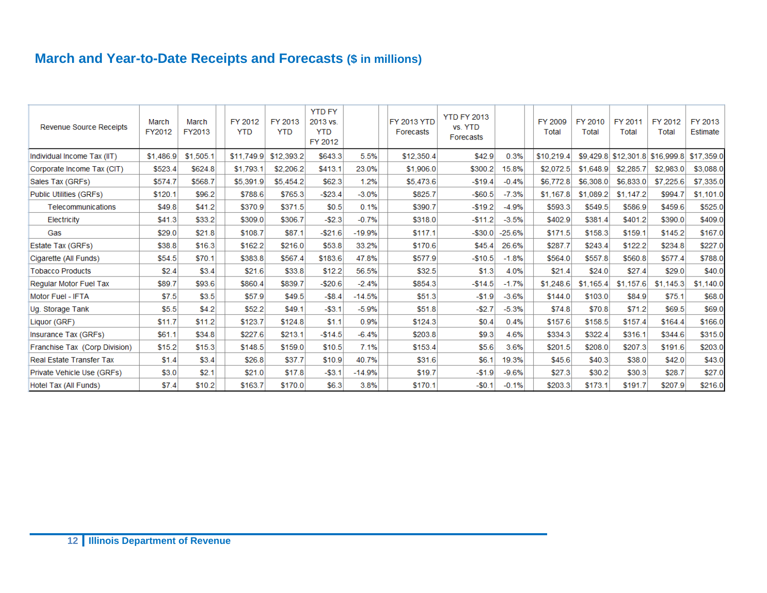## March and Year-to-Date Receipts and Forecasts ($ in millions)

| Revenue Source Receipts | March FY2012 | March FY2013 | FY 2012 YTD | FY 2013 YTD | YTD FY 2013 vs. YTD FY 2012 | | FY 2013 YTD Forecasts | YTD FY 2013 vs. YTD Forecasts | | FY 2009 Total | FY 2010 Total | FY 2011 Total | FY 2012 Total | FY 2013 Estimate |
|---|---|---|---|---|---|---|---|---|---|---|---|---|---|---|
| Individual Income Tax (IIT) | $1,486.9 | $1,505.1 | $11,749.9 | $12,393.2 | $643.3 | 5.5% | $12,350.4 | $42.9 | 0.3% | $10,219.4 | $9,429.8 | $12,301.8 | $16,999.8 | $17,359.0 |
| Corporate Income Tax (CIT) | $523.4 | $624.8 | $1,793.1 | $2,206.2 | $413.1 | 23.0% | $1,906.0 | $300.2 | 15.8% | $2,072.5 | $1,648.9 | $2,285.7 | $2,983.0 | $3,088.0 |
| Sales Tax (GRFs) | $574.7 | $568.7 | $5,391.9 | $5,454.2 | $62.3 | 1.2% | $5,473.6 | -$19.4 | -0.4% | $6,772.8 | $6,308.0 | $6,833.0 | $7,225.6 | $7,335.0 |
| Public Utilities (GRFs) | $120.1 | $96.2 | $788.6 | $765.3 | -$23.4 | -3.0% | $825.7 | -$60.5 | -7.3% | $1,167.8 | $1,089.2 | $1,147.2 | $994.7 | $1,101.0 |
| Telecommunications | $49.8 | $41.2 | $370.9 | $371.5 | $0.5 | 0.1% | $390.7 | -$19.2 | -4.9% | $593.3 | $549.5 | $586.9 | $459.6 | $525.0 |
| Electricity | $41.3 | $33.2 | $309.0 | $306.7 | -$2.3 | -0.7% | $318.0 | -$11.2 | -3.5% | $402.9 | $381.4 | $401.2 | $390.0 | $409.0 |
| Gas | $29.0 | $21.8 | $108.7 | $87.1 | -$21.6 | -19.9% | $117.1 | -$30.0 | -25.6% | $171.5 | $158.3 | $159.1 | $145.2 | $167.0 |
| Estate Tax (GRFs) | $38.8 | $16.3 | $162.2 | $216.0 | $53.8 | 33.2% | $170.6 | $45.4 | 26.6% | $287.7 | $243.4 | $122.2 | $234.8 | $227.0 |
| Cigarette (All Funds) | $54.5 | $70.1 | $383.8 | $567.4 | $183.6 | 47.8% | $577.9 | -$10.5 | -1.8% | $564.0 | $557.8 | $560.8 | $577.4 | $788.0 |
| Tobacco Products | $2.4 | $3.4 | $21.6 | $33.8 | $12.2 | 56.5% | $32.5 | $1.3 | 4.0% | $21.4 | $24.0 | $27.4 | $29.0 | $40.0 |
| Regular Motor Fuel Tax | $89.7 | $93.6 | $860.4 | $839.7 | -$20.6 | -2.4% | $854.3 | -$14.5 | -1.7% | $1,248.6 | $1,165.4 | $1,157.6 | $1,145.3 | $1,140.0 |
| Motor Fuel - IFTA | $7.5 | $3.5 | $57.9 | $49.5 | -$8.4 | -14.5% | $51.3 | -$1.9 | -3.6% | $144.0 | $103.0 | $84.9 | $75.1 | $68.0 |
| Ug. Storage Tank | $5.5 | $4.2 | $52.2 | $49.1 | -$3.1 | -5.9% | $51.8 | -$2.7 | -5.3% | $74.8 | $70.8 | $71.2 | $69.5 | $69.0 |
| Liquor (GRF) | $11.7 | $11.2 | $123.7 | $124.8 | $1.1 | 0.9% | $124.3 | $0.4 | 0.4% | $157.6 | $158.5 | $157.4 | $164.4 | $166.0 |
| Insurance Tax (GRFs) | $61.1 | $34.8 | $227.6 | $213.1 | -$14.5 | -6.4% | $203.8 | $9.3 | 4.6% | $334.3 | $322.4 | $316.1 | $344.6 | $315.0 |
| Franchise Tax (Corp Division) | $15.2 | $15.3 | $148.5 | $159.0 | $10.5 | 7.1% | $153.4 | $5.6 | 3.6% | $201.5 | $208.0 | $207.3 | $191.6 | $203.0 |
| Real Estate Transfer Tax | $1.4 | $3.4 | $26.8 | $37.7 | $10.9 | 40.7% | $31.6 | $6.1 | 19.3% | $45.6 | $40.3 | $38.0 | $42.0 | $43.0 |
| Private Vehicle Use (GRFs) | $3.0 | $2.1 | $21.0 | $17.8 | -$3.1 | -14.9% | $19.7 | -$1.9 | -9.6% | $27.3 | $30.2 | $30.3 | $28.7 | $27.0 |
| Hotel Tax (All Funds) | $7.4 | $10.2 | $163.7 | $170.0 | $6.3 | 3.8% | $170.1 | -$0.1 | -0.1% | $203.3 | $173.1 | $191.7 | $207.9 | $216.0 |